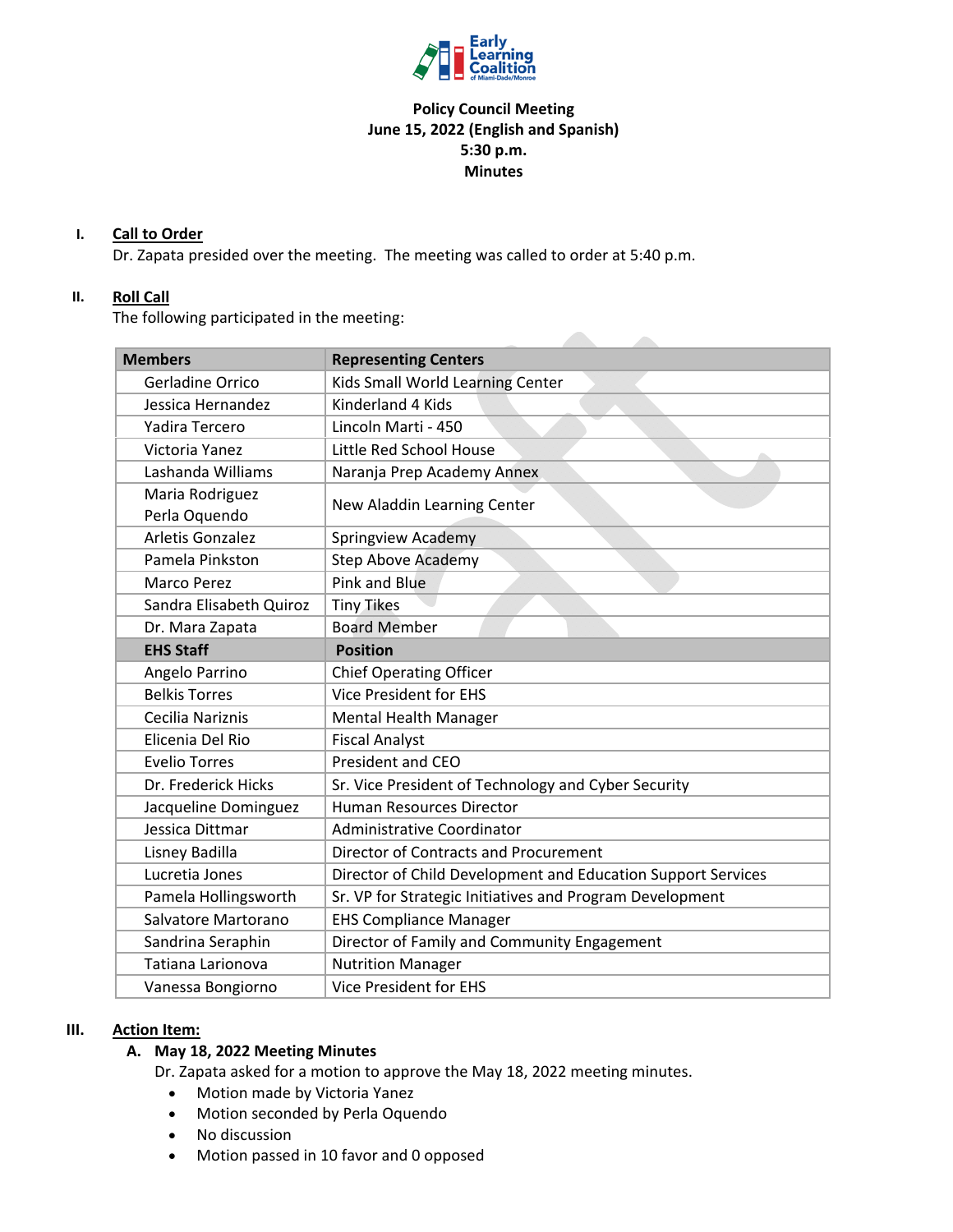**Policy Council Meeting**
**June 15, 2022 (English and Spanish)**
**5:30 p.m.**
**Minutes**

## I. Call to Order

Dr. Zapata presided over the meeting. The meeting was called to order at 5:40 p.m.

## II. Roll Call

The following participated in the meeting:

| Members | Representing Centers |
|---|---|
| Gerladine Orrico | Kids Small World Learning Center |
| Jessica Hernandez | Kinderland 4 Kids |
| Yadira Tercero | Lincoln Marti - 450 |
| Victoria Yanez | Little Red School House |
| Lashanda Williams | Naranja Prep Academy Annex |
| Maria Rodriguez<br>Perla Oquendo | New Aladdin Learning Center |
| Arletis Gonzalez | Springview Academy |
| Pamela Pinkston | Step Above Academy |
| Marco Perez | Pink and Blue |
| Sandra Elisabeth Quiroz | Tiny Tikes |
| Dr. Mara Zapata | Board Member |
| **EHS Staff** | **Position** |
| Angelo Parrino | Chief Operating Officer |
| Belkis Torres | Vice President for EHS |
| Cecilia Nariznis | Mental Health Manager |
| Elicenia Del Rio | Fiscal Analyst |
| Evelio Torres | President and CEO |
| Dr. Frederick Hicks | Sr. Vice President of Technology and Cyber Security |
| Jacqueline Dominguez | Human Resources Director |
| Jessica Dittmar | Administrative Coordinator |
| Lisney Badilla | Director of Contracts and Procurement |
| Lucretia Jones | Director of Child Development and Education Support Services |
| Pamela Hollingsworth | Sr. VP for Strategic Initiatives and Program Development |
| Salvatore Martorano | EHS Compliance Manager |
| Sandrina Seraphin | Director of Family and Community Engagement |
| Tatiana Larionova | Nutrition Manager |
| Vanessa Bongiorno | Vice President for EHS |

## III. Action Item:

### A. May 18, 2022 Meeting Minutes

Dr. Zapata asked for a motion to approve the May 18, 2022 meeting minutes.

- Motion made by Victoria Yanez
- Motion seconded by Perla Oquendo
- No discussion
- Motion passed in 10 favor and 0 opposed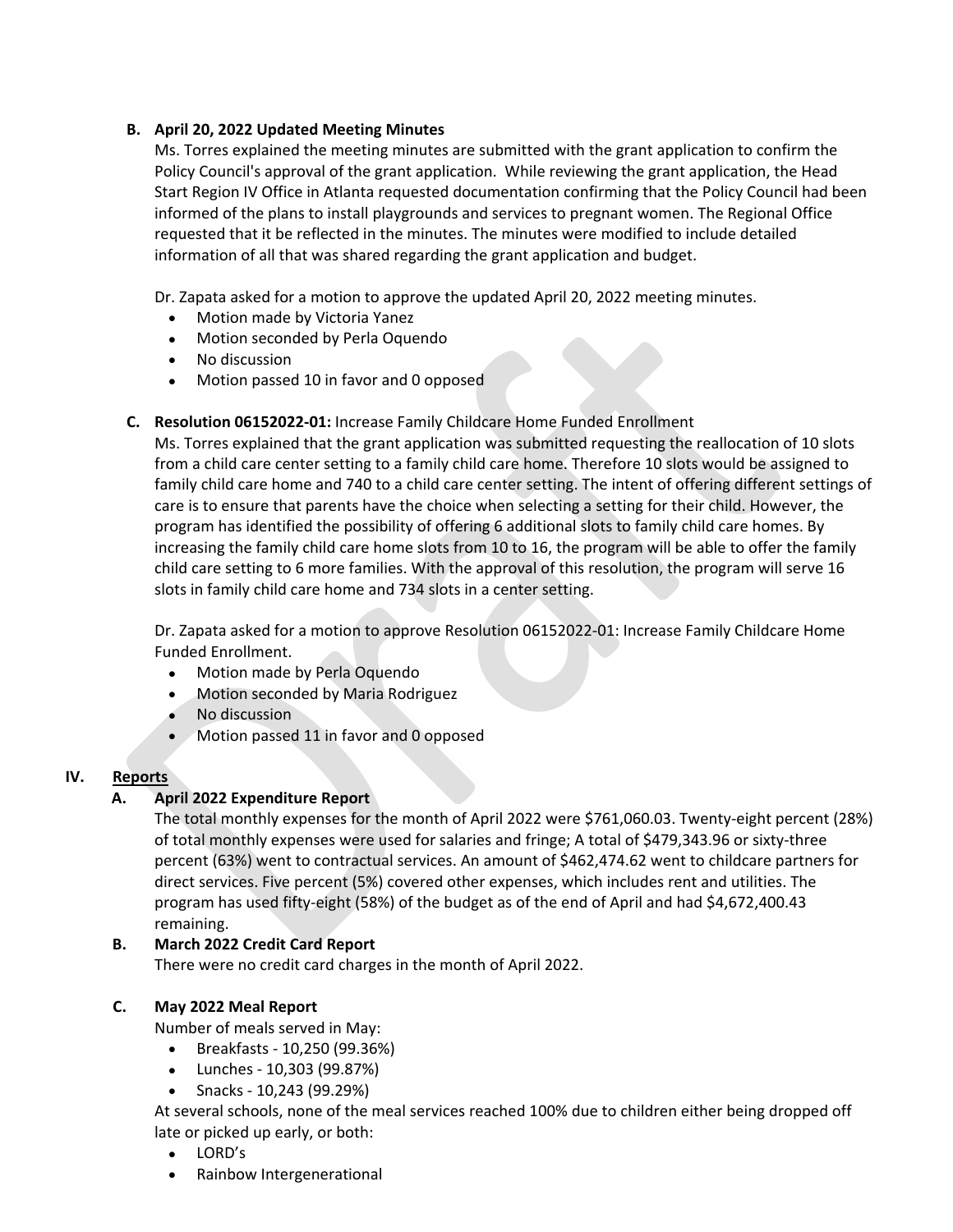**B. April 20, 2022 Updated Meeting Minutes**

Ms. Torres explained the meeting minutes are submitted with the grant application to confirm the Policy Council's approval of the grant application. While reviewing the grant application, the Head Start Region IV Office in Atlanta requested documentation confirming that the Policy Council had been informed of the plans to install playgrounds and services to pregnant women. The Regional Office requested that it be reflected in the minutes. The minutes were modified to include detailed information of all that was shared regarding the grant application and budget.

Dr. Zapata asked for a motion to approve the updated April 20, 2022 meeting minutes.

- Motion made by Victoria Yanez
- Motion seconded by Perla Oquendo
- No discussion
- Motion passed 10 in favor and 0 opposed

**C. Resolution 06152022-01:** Increase Family Childcare Home Funded Enrollment

Ms. Torres explained that the grant application was submitted requesting the reallocation of 10 slots from a child care center setting to a family child care home. Therefore 10 slots would be assigned to family child care home and 740 to a child care center setting. The intent of offering different settings of care is to ensure that parents have the choice when selecting a setting for their child. However, the program has identified the possibility of offering 6 additional slots to family child care homes. By increasing the family child care home slots from 10 to 16, the program will be able to offer the family child care setting to 6 more families. With the approval of this resolution, the program will serve 16 slots in family child care home and 734 slots in a center setting.

Dr. Zapata asked for a motion to approve Resolution 06152022-01: Increase Family Childcare Home Funded Enrollment.

- Motion made by Perla Oquendo
- Motion seconded by Maria Rodriguez
- No discussion
- Motion passed 11 in favor and 0 opposed

## IV. Reports

**A. April 2022 Expenditure Report**

The total monthly expenses for the month of April 2022 were $761,060.03. Twenty-eight percent (28%) of total monthly expenses were used for salaries and fringe; A total of $479,343.96 or sixty-three percent (63%) went to contractual services. An amount of $462,474.62 went to childcare partners for direct services. Five percent (5%) covered other expenses, which includes rent and utilities. The program has used fifty-eight (58%) of the budget as of the end of April and had $4,672,400.43 remaining.

**B. March 2022 Credit Card Report**

There were no credit card charges in the month of April 2022.

**C. May 2022 Meal Report**

Number of meals served in May:

- Breakfasts - 10,250 (99.36%)
- Lunches - 10,303 (99.87%)
- Snacks - 10,243 (99.29%)

At several schools, none of the meal services reached 100% due to children either being dropped off late or picked up early, or both:

- LORD's
- Rainbow Intergenerational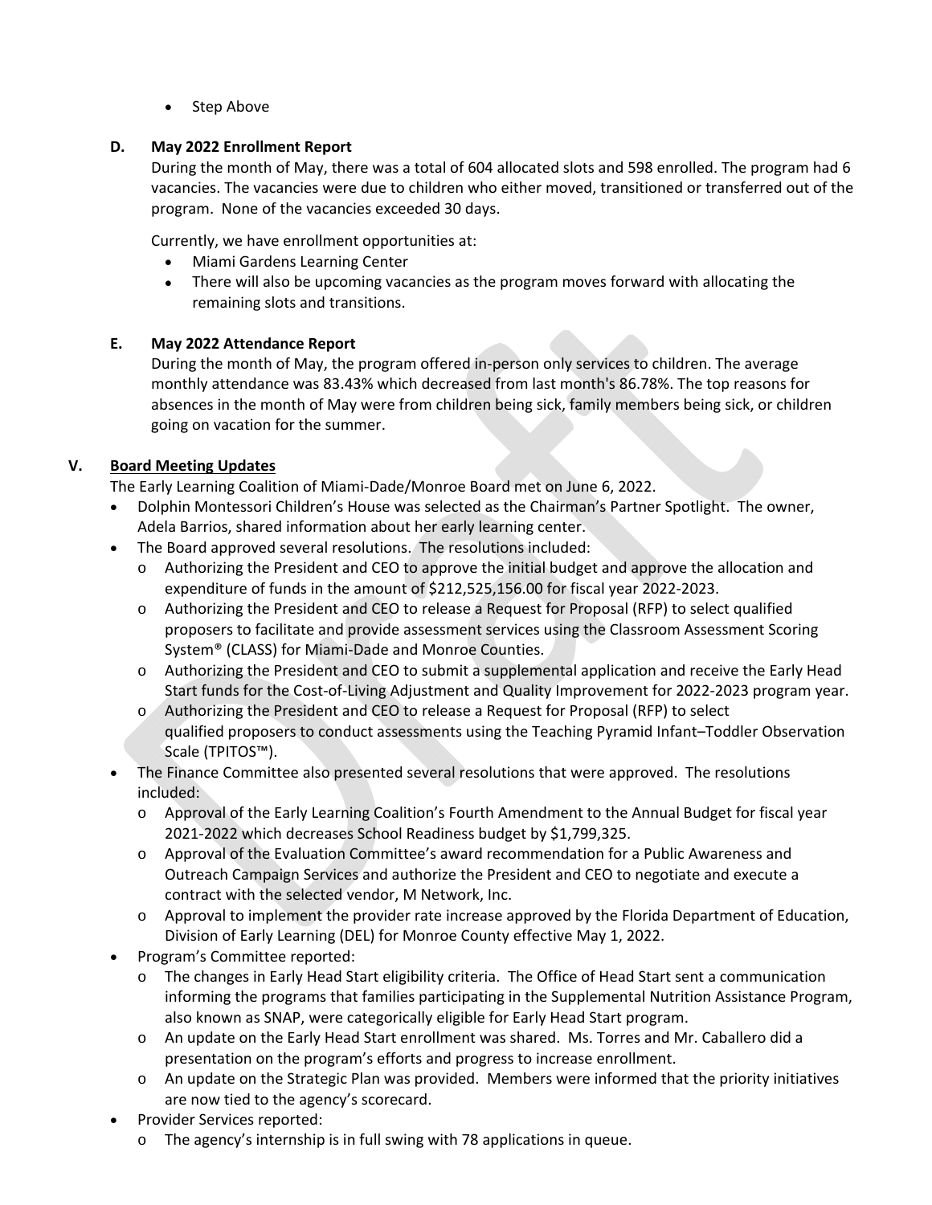- Step Above

### D. May 2022 Enrollment Report

During the month of May, there was a total of 604 allocated slots and 598 enrolled. The program had 6 vacancies. The vacancies were due to children who either moved, transitioned or transferred out of the program. None of the vacancies exceeded 30 days.

Currently, we have enrollment opportunities at:

- Miami Gardens Learning Center
- There will also be upcoming vacancies as the program moves forward with allocating the remaining slots and transitions.

### E. May 2022 Attendance Report

During the month of May, the program offered in-person only services to children. The average monthly attendance was 83.43% which decreased from last month's 86.78%. The top reasons for absences in the month of May were from children being sick, family members being sick, or children going on vacation for the summer.

## V. <u>Board Meeting Updates</u>

The Early Learning Coalition of Miami-Dade/Monroe Board met on June 6, 2022.

- Dolphin Montessori Children's House was selected as the Chairman's Partner Spotlight. The owner, Adela Barrios, shared information about her early learning center.
- The Board approved several resolutions. The resolutions included:
  - Authorizing the President and CEO to approve the initial budget and approve the allocation and expenditure of funds in the amount of $212,525,156.00 for fiscal year 2022-2023.
  - Authorizing the President and CEO to release a Request for Proposal (RFP) to select qualified proposers to facilitate and provide assessment services using the Classroom Assessment Scoring System® (CLASS) for Miami-Dade and Monroe Counties.
  - Authorizing the President and CEO to submit a supplemental application and receive the Early Head Start funds for the Cost-of-Living Adjustment and Quality Improvement for 2022-2023 program year.
  - Authorizing the President and CEO to release a Request for Proposal (RFP) to select qualified proposers to conduct assessments using the Teaching Pyramid Infant–Toddler Observation Scale (TPITOS™).
- The Finance Committee also presented several resolutions that were approved. The resolutions included:
  - Approval of the Early Learning Coalition's Fourth Amendment to the Annual Budget for fiscal year 2021-2022 which decreases School Readiness budget by $1,799,325.
  - Approval of the Evaluation Committee's award recommendation for a Public Awareness and Outreach Campaign Services and authorize the President and CEO to negotiate and execute a contract with the selected vendor, M Network, Inc.
  - Approval to implement the provider rate increase approved by the Florida Department of Education, Division of Early Learning (DEL) for Monroe County effective May 1, 2022.
- Program's Committee reported:
  - The changes in Early Head Start eligibility criteria. The Office of Head Start sent a communication informing the programs that families participating in the Supplemental Nutrition Assistance Program, also known as SNAP, were categorically eligible for Early Head Start program.
  - An update on the Early Head Start enrollment was shared. Ms. Torres and Mr. Caballero did a presentation on the program's efforts and progress to increase enrollment.
  - An update on the Strategic Plan was provided. Members were informed that the priority initiatives are now tied to the agency's scorecard.
- Provider Services reported:
  - The agency's internship is in full swing with 78 applications in queue.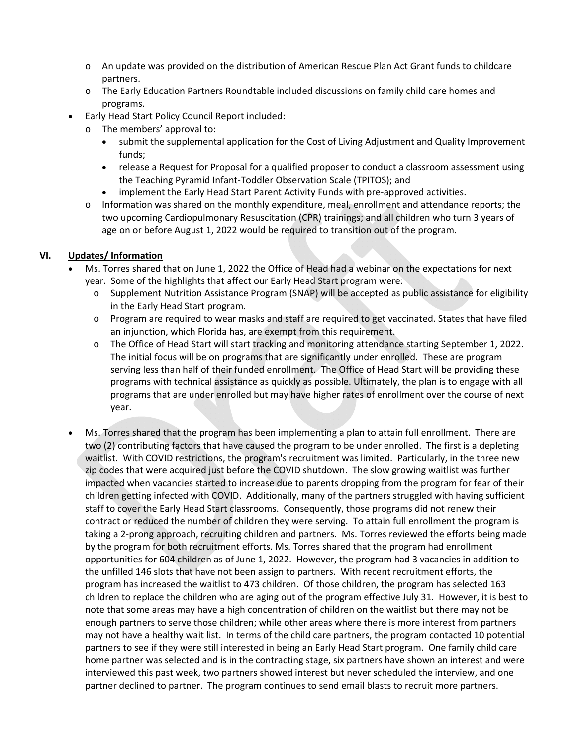- An update was provided on the distribution of American Rescue Plan Act Grant funds to childcare partners.
- The Early Education Partners Roundtable included discussions on family child care homes and programs.

- Early Head Start Policy Council Report included:
  - The members' approval to:
    - submit the supplemental application for the Cost of Living Adjustment and Quality Improvement funds;
    - release a Request for Proposal for a qualified proposer to conduct a classroom assessment using the Teaching Pyramid Infant-Toddler Observation Scale (TPITOS); and
    - implement the Early Head Start Parent Activity Funds with pre-approved activities.
  - Information was shared on the monthly expenditure, meal, enrollment and attendance reports; the two upcoming Cardiopulmonary Resuscitation (CPR) trainings; and all children who turn 3 years of age on or before August 1, 2022 would be required to transition out of the program.

## VI. Updates/ Information

- Ms. Torres shared that on June 1, 2022 the Office of Head had a webinar on the expectations for next year. Some of the highlights that affect our Early Head Start program were:
  - Supplement Nutrition Assistance Program (SNAP) will be accepted as public assistance for eligibility in the Early Head Start program.
  - Program are required to wear masks and staff are required to get vaccinated. States that have filed an injunction, which Florida has, are exempt from this requirement.
  - The Office of Head Start will start tracking and monitoring attendance starting September 1, 2022. The initial focus will be on programs that are significantly under enrolled. These are program serving less than half of their funded enrollment. The Office of Head Start will be providing these programs with technical assistance as quickly as possible. Ultimately, the plan is to engage with all programs that are under enrolled but may have higher rates of enrollment over the course of next year.

- Ms. Torres shared that the program has been implementing a plan to attain full enrollment. There are two (2) contributing factors that have caused the program to be under enrolled. The first is a depleting waitlist. With COVID restrictions, the program's recruitment was limited. Particularly, in the three new zip codes that were acquired just before the COVID shutdown. The slow growing waitlist was further impacted when vacancies started to increase due to parents dropping from the program for fear of their children getting infected with COVID. Additionally, many of the partners struggled with having sufficient staff to cover the Early Head Start classrooms. Consequently, those programs did not renew their contract or reduced the number of children they were serving. To attain full enrollment the program is taking a 2-prong approach, recruiting children and partners. Ms. Torres reviewed the efforts being made by the program for both recruitment efforts. Ms. Torres shared that the program had enrollment opportunities for 604 children as of June 1, 2022. However, the program had 3 vacancies in addition to the unfilled 146 slots that have not been assign to partners. With recent recruitment efforts, the program has increased the waitlist to 473 children. Of those children, the program has selected 163 children to replace the children who are aging out of the program effective July 31. However, it is best to note that some areas may have a high concentration of children on the waitlist but there may not be enough partners to serve those children; while other areas where there is more interest from partners may not have a healthy wait list. In terms of the child care partners, the program contacted 10 potential partners to see if they were still interested in being an Early Head Start program. One family child care home partner was selected and is in the contracting stage, six partners have shown an interest and were interviewed this past week, two partners showed interest but never scheduled the interview, and one partner declined to partner. The program continues to send email blasts to recruit more partners.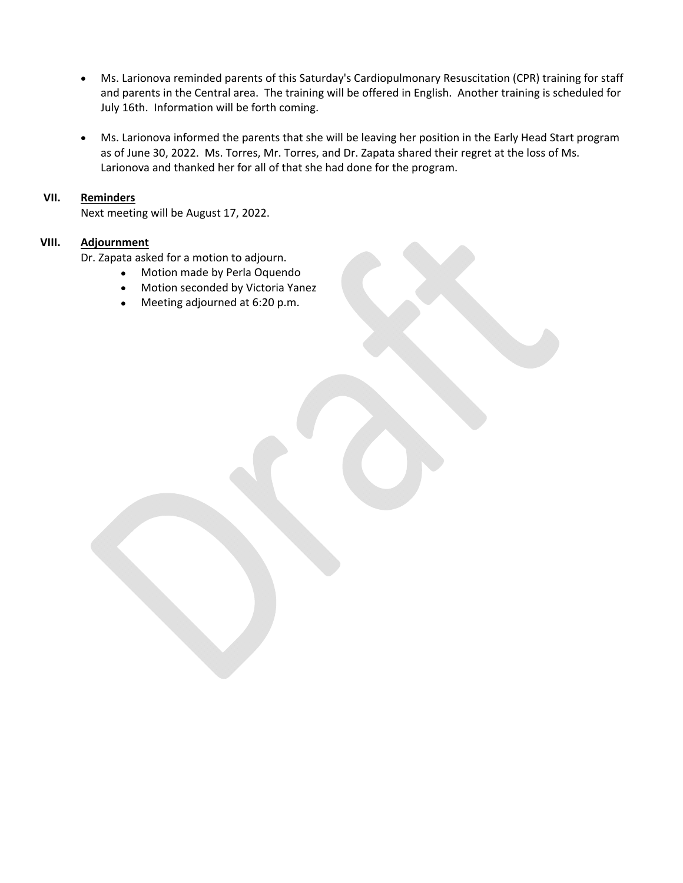- Ms. Larionova reminded parents of this Saturday's Cardiopulmonary Resuscitation (CPR) training for staff and parents in the Central area. The training will be offered in English. Another training is scheduled for July 16th. Information will be forth coming.

- Ms. Larionova informed the parents that she will be leaving her position in the Early Head Start program as of June 30, 2022. Ms. Torres, Mr. Torres, and Dr. Zapata shared their regret at the loss of Ms. Larionova and thanked her for all of that she had done for the program.

## VII. Reminders

Next meeting will be August 17, 2022.

## VIII. Adjournment

Dr. Zapata asked for a motion to adjourn.

- Motion made by Perla Oquendo
- Motion seconded by Victoria Yanez
- Meeting adjourned at 6:20 p.m.